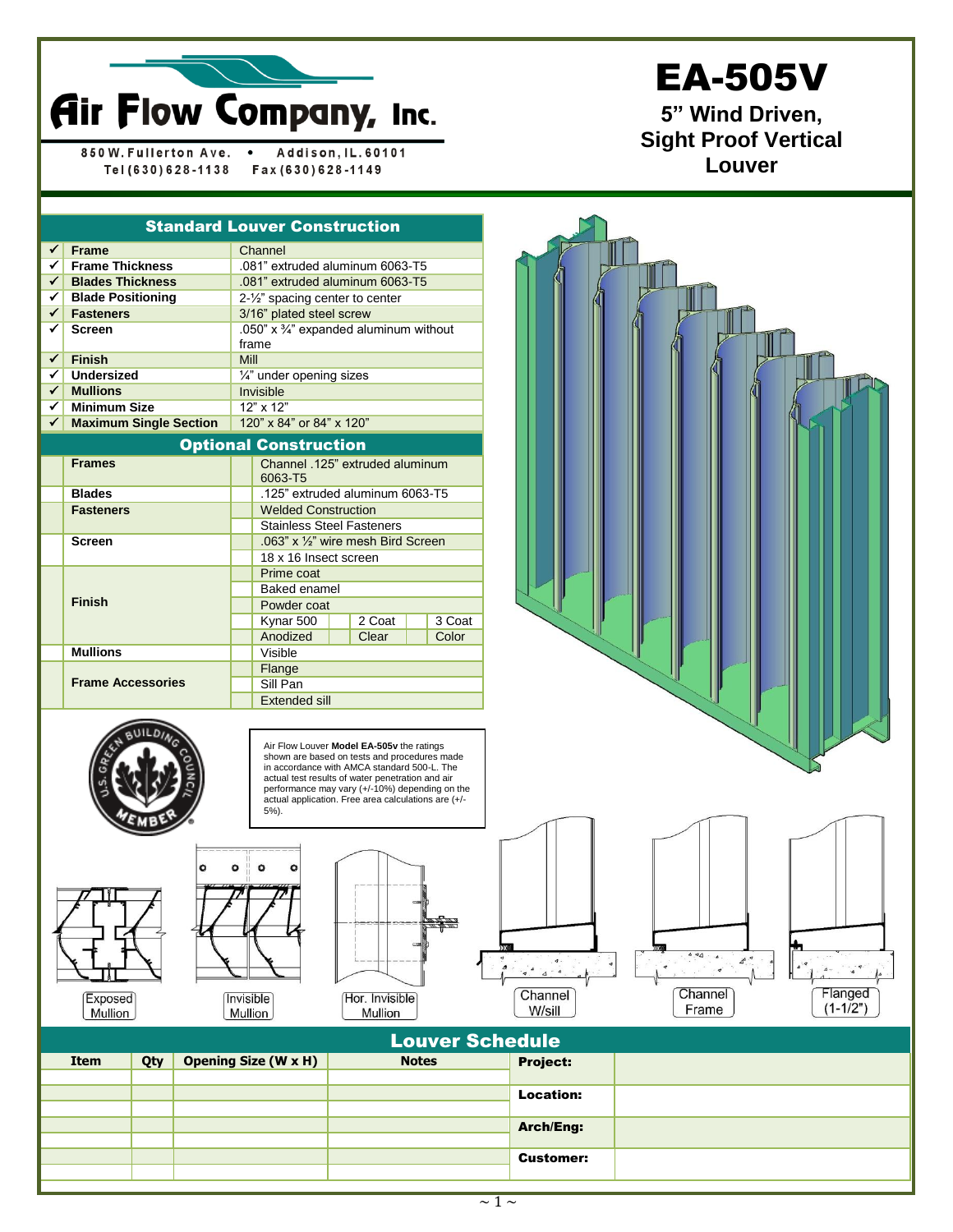# Air Flow Company, Inc.

850 W. Fullerton Ave. • Addison, IL. 60101
Tel (630) 628-1138 Fax (630) 628-1149

# EA-505V

## 5" Wind Driven, Sight Proof Vertical Louver

## Standard Louver Construction

| | | |
|---|---|---|
| ✓ | **Frame** | Channel |
| ✓ | **Frame Thickness** | .081" extruded aluminum 6063-T5 |
| ✓ | **Blades Thickness** | .081" extruded aluminum 6063-T5 |
| ✓ | **Blade Positioning** | 2-½" spacing center to center |
| ✓ | **Fasteners** | 3/16" plated steel screw |
| ✓ | **Screen** | .050" x ¾" expanded aluminum without frame |
| ✓ | **Finish** | Mill |
| ✓ | **Undersized** | ¼" under opening sizes |
| ✓ | **Mullions** | Invisible |
| ✓ | **Minimum Size** | 12" x 12" |
| ✓ | **Maximum Single Section** | 120" x 84" or 84" x 120" |

## Optional Construction

| | | | | | | | |
|---|---|---|---|---|---|---|---|
| | **Frames** | | Channel .125" extruded aluminum 6063-T5 | | | | |
| | **Blades** | | .125" extruded aluminum 6063-T5 | | | | |
| | **Fasteners** | | Welded Construction | | | | |
| | | | Stainless Steel Fasteners | | | | |
| | **Screen** | | .063" x ½" wire mesh Bird Screen | | | | |
| | | | 18 x 16 Insect screen | | | | |
| | **Finish** | | Prime coat | | | | |
| | | | Baked enamel | | | | |
| | | | Powder coat | | | | |
| | | | Kynar 500 | | 2 Coat | | 3 Coat |
| | | | Anodized | | Clear | | Color |
| | **Mullions** | | Visible | | | | |
| | **Frame Accessories** | | Flange | | | | |
| | | | Sill Pan | | | | |
| | | | Extended sill | | | | |

U.S. Green Building Council Member

Air Flow Louver **Model EA-505v** the ratings shown are based on tests and procedures made in accordance with AMCA standard 500-L. The actual test results of water penetration and air performance may vary (+/-10%) depending on the actual application. Free area calculations are (+/-5%).

Exposed Mullion | Invisible Mullion | Hor. Invisible Mullion | Channel W/sill | Channel Frame | Flanged (1-1/2")

## Louver Schedule

| Item | Qty | Opening Size (W x H) | Notes | | |
|---|---|---|---|---|---|
| | | | | **Project:** | |
| | | | | | |
| | | | | **Location:** | |
| | | | | | |
| | | | | **Arch/Eng:** | |
| | | | | | |
| | | | | **Customer:** | |
| | | | | | |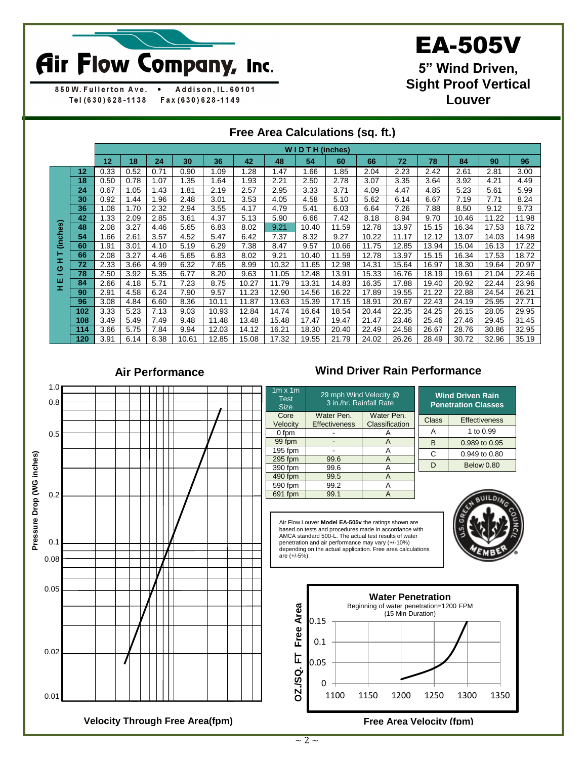# Air Flow Company, Inc.

850 W. Fullerton Ave. • Addison, IL. 60101
Tel (630) 628-1138 Fax (630) 628-1149

# EA-505V

**5" Wind Driven, Sight Proof Vertical Louver**

## Free Area Calculations (sq. ft.)

| HEIGHT (inches) | WIDTH (inches) | | | | | | | | | | | | | | |
|---|---|---|---|---|---|---|---|---|---|---|---|---|---|---|---|
| | **12** | **18** | **24** | **30** | **36** | **42** | **48** | **54** | **60** | **66** | **72** | **78** | **84** | **90** | **96** |
| **12** | 0.33 | 0.52 | 0.71 | 0.90 | 1.09 | 1.28 | 1.47 | 1.66 | 1.85 | 2.04 | 2.23 | 2.42 | 2.61 | 2.81 | 3.00 |
| **18** | 0.50 | 0.78 | 1.07 | 1.35 | 1.64 | 1.93 | 2.21 | 2.50 | 2.78 | 3.07 | 3.35 | 3.64 | 3.92 | 4.21 | 4.49 |
| **24** | 0.67 | 1.05 | 1.43 | 1.81 | 2.19 | 2.57 | 2.95 | 3.33 | 3.71 | 4.09 | 4.47 | 4.85 | 5.23 | 5.61 | 5.99 |
| **30** | 0.92 | 1.44 | 1.96 | 2.48 | 3.01 | 3.53 | 4.05 | 4.58 | 5.10 | 5.62 | 6.14 | 6.67 | 7.19 | 7.71 | 8.24 |
| **36** | 1.08 | 1.70 | 2.32 | 2.94 | 3.55 | 4.17 | 4.79 | 5.41 | 6.03 | 6.64 | 7.26 | 7.88 | 8.50 | 9.12 | 9.73 |
| **42** | 1.33 | 2.09 | 2.85 | 3.61 | 4.37 | 5.13 | 5.90 | 6.66 | 7.42 | 8.18 | 8.94 | 9.70 | 10.46 | 11.22 | 11.98 |
| **48** | 2.08 | 3.27 | 4.46 | 5.65 | 6.83 | 8.02 | 9.21 | 10.40 | 11.59 | 12.78 | 13.97 | 15.15 | 16.34 | 17.53 | 18.72 |
| **54** | 1.66 | 2.61 | 3.57 | 4.52 | 5.47 | 6.42 | 7.37 | 8.32 | 9.27 | 10.22 | 11.17 | 12.12 | 13.07 | 14.03 | 14.98 |
| **60** | 1.91 | 3.01 | 4.10 | 5.19 | 6.29 | 7.38 | 8.47 | 9.57 | 10.66 | 11.75 | 12.85 | 13.94 | 15.04 | 16.13 | 17.22 |
| **66** | 2.08 | 3.27 | 4.46 | 5.65 | 6.83 | 8.02 | 9.21 | 10.40 | 11.59 | 12.78 | 13.97 | 15.15 | 16.34 | 17.53 | 18.72 |
| **72** | 2.33 | 3.66 | 4.99 | 6.32 | 7.65 | 8.99 | 10.32 | 11.65 | 12.98 | 14.31 | 15.64 | 16.97 | 18.30 | 19.64 | 20.97 |
| **78** | 2.50 | 3.92 | 5.35 | 6.77 | 8.20 | 9.63 | 11.05 | 12.48 | 13.91 | 15.33 | 16.76 | 18.19 | 19.61 | 21.04 | 22.46 |
| **84** | 2.66 | 4.18 | 5.71 | 7.23 | 8.75 | 10.27 | 11.79 | 13.31 | 14.83 | 16.35 | 17.88 | 19.40 | 20.92 | 22.44 | 23.96 |
| **90** | 2.91 | 4.58 | 6.24 | 7.90 | 9.57 | 11.23 | 12.90 | 14.56 | 16.22 | 17.89 | 19.55 | 21.22 | 22.88 | 24.54 | 26.21 |
| **96** | 3.08 | 4.84 | 6.60 | 8.36 | 10.11 | 11.87 | 13.63 | 15.39 | 17.15 | 18.91 | 20.67 | 22.43 | 24.19 | 25.95 | 27.71 |
| **102** | 3.33 | 5.23 | 7.13 | 9.03 | 10.93 | 12.84 | 14.74 | 16.64 | 18.54 | 20.44 | 22.35 | 24.25 | 26.15 | 28.05 | 29.95 |
| **108** | 3.49 | 5.49 | 7.49 | 9.48 | 11.48 | 13.48 | 15.48 | 17.47 | 19.47 | 21.47 | 23.46 | 25.46 | 27.46 | 29.45 | 31.45 |
| **114** | 3.66 | 5.75 | 7.84 | 9.94 | 12.03 | 14.12 | 16.21 | 18.30 | 20.40 | 22.49 | 24.58 | 26.67 | 28.76 | 30.86 | 32.95 |
| **120** | 3.91 | 6.14 | 8.38 | 10.61 | 12.85 | 15.08 | 17.32 | 19.55 | 21.79 | 24.02 | 26.26 | 28.49 | 30.72 | 32.96 | 35.19 |

## Air Performance

Pressure Drop (WG inches)

1.0
0.8
0.5
0.2
0.1
0.08
0.05
0.02
0.01

Velocity Through Free Area(fpm)

## Wind Driver Rain Performance

| 1m x 1m Test Size | 29 mph Wind Velocity @ 3 in./hr. Rainfall Rate | |
|---|---|---|
| Core Velocity | Water Pen. Effectiveness | Water Pen. Classification |
| 0 fpm | - | A |
| 99 fpm | - | A |
| 195 fpm | - | A |
| 295 fpm | 99.6 | A |
| 390 fpm | 99.6 | A |
| 490 fpm | 99.5 | A |
| 590 fpm | 99.2 | A |
| 691 fpm | 99.1 | A |

| Wind Driven Rain Penetration Classes | |
|---|---|
| Class | Effectiveness |
| A | 1 to 0.99 |
| B | 0.989 to 0.95 |
| C | 0.949 to 0.80 |
| D | Below 0.80 |

Air Flow Louver **Model EA-505v** the ratings shown are based on tests and procedures made in accordance with AMCA standard 500-L. The actual test results of water penetration and air performance may vary (+/-10%) depending on the actual application. Free area calculations are (+/-5%).

U.S. GREEN BUILDING COUNCIL MEMBER

**Water Penetration**
Beginning of water penetration=1200 FPM
(15 Min Duration)

OZ./SQ. FT Free Area

0.15
0.1
0.05
0

1100 1150 1200 1250 1300 1350

Free Area Velocity (fpm)